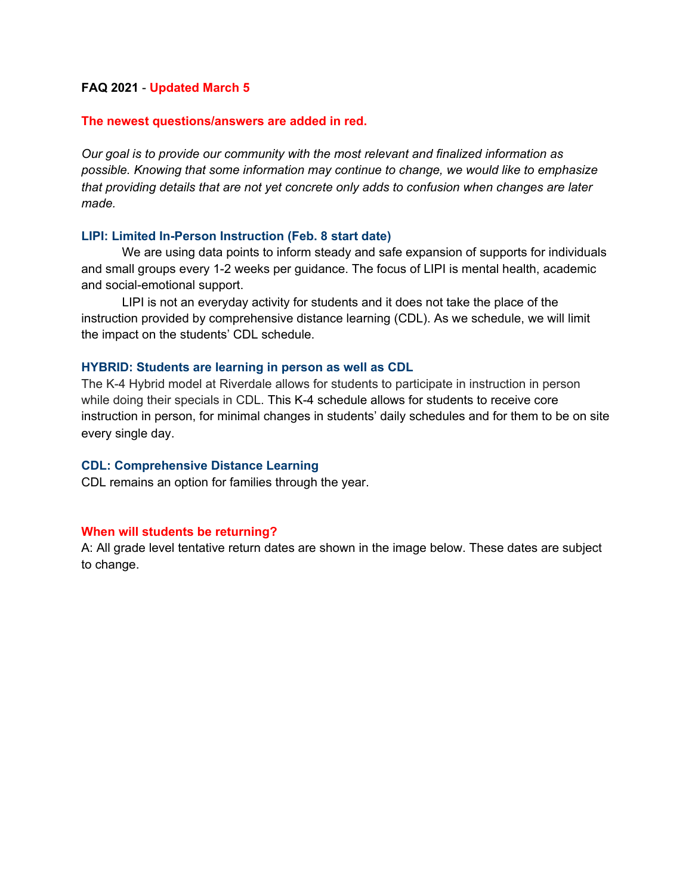**FAQ 2021** - **Updated March 5**

**The newest questions/answers are added in red.**

*Our goal is to provide our community with the most relevant and finalized information as possible. Knowing that some information may continue to change, we would like to emphasize that providing details that are not yet concrete only adds to confusion when changes are later made.*

### LIPI: Limited In-Person Instruction (Feb. 8 start date)

We are using data points to inform steady and safe expansion of supports for individuals and small groups every 1-2 weeks per guidance. The focus of LIPI is mental health, academic and social-emotional support.

LIPI is not an everyday activity for students and it does not take the place of the instruction provided by comprehensive distance learning (CDL). As we schedule, we will limit the impact on the students' CDL schedule.

### HYBRID: Students are learning in person as well as CDL

The K-4 Hybrid model at Riverdale allows for students to participate in instruction in person while doing their specials in CDL. This K-4 schedule allows for students to receive core instruction in person, for minimal changes in students' daily schedules and for them to be on site every single day.

### CDL: Comprehensive Distance Learning

CDL remains an option for families through the year.

### When will students be returning?

A: All grade level tentative return dates are shown in the image below. These dates are subject to change.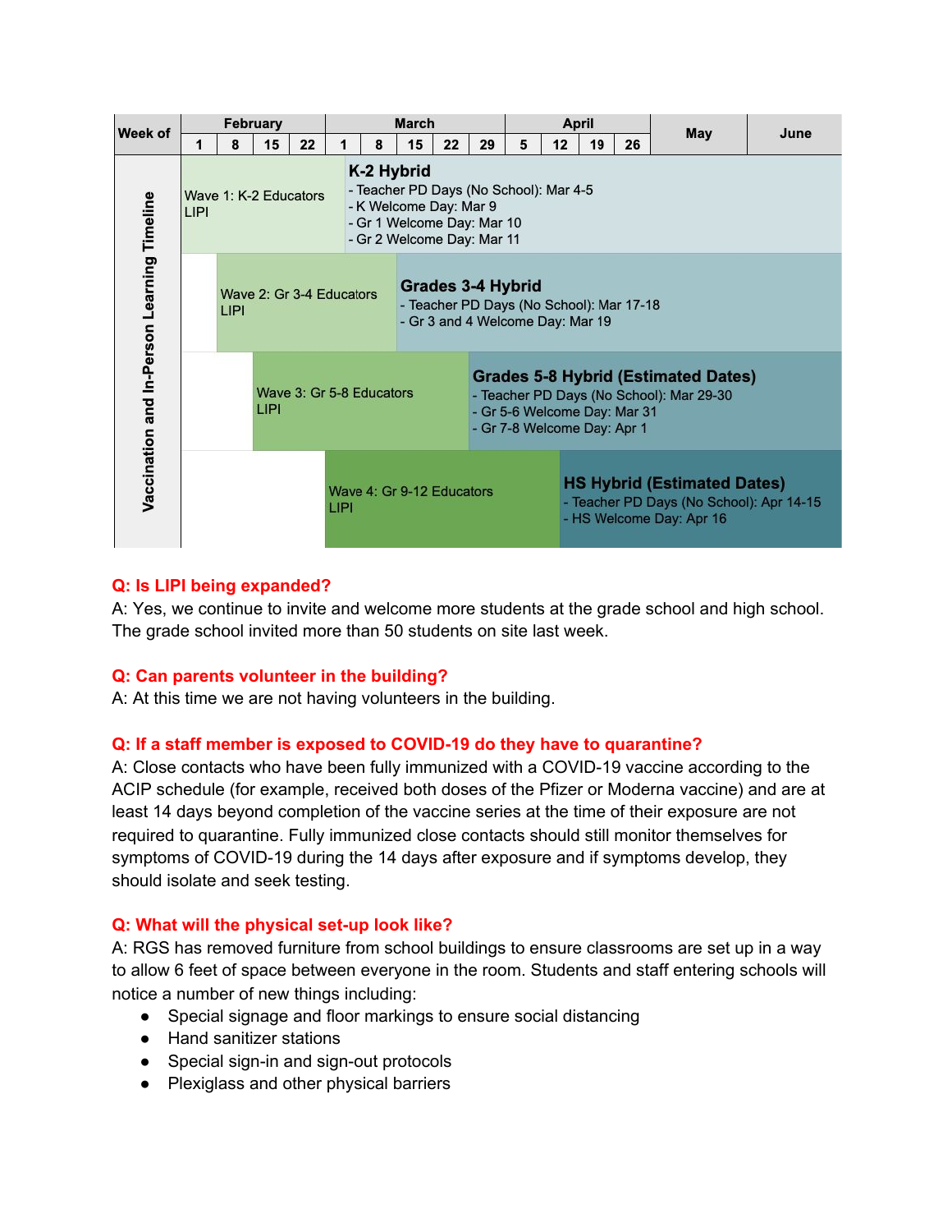| Week of | February | | | | March | | | | | April | | | | May | June |
|---|---|---|---|---|---|---|---|---|---|---|---|---|---|---|---|
| | 1 | 8 | 15 | 22 | 1 | 8 | 15 | 22 | 29 | 5 | 12 | 19 | 26 | | |
| Vaccination and In-Person Learning Timeline | Wave 1: K-2 Educators LIPI | | | | **K-2 Hybrid** - Teacher PD Days (No School): Mar 4-5 - K Welcome Day: Mar 9 - Gr 1 Welcome Day: Mar 10 - Gr 2 Welcome Day: Mar 11 | | | | | | | | | | |
| | | Wave 2: Gr 3-4 Educators LIPI | | | | | **Grades 3-4 Hybrid** - Teacher PD Days (No School): Mar 17-18 - Gr 3 and 4 Welcome Day: Mar 19 | | | | | | | | |
| | | | Wave 3: Gr 5-8 Educators LIPI | | | | | | **Grades 5-8 Hybrid (Estimated Dates)** - Teacher PD Days (No School): Mar 29-30 - Gr 5-6 Welcome Day: Mar 31 - Gr 7-8 Welcome Day: Apr 1 | | | | | | |
| | | | | | Wave 4: Gr 9-12 Educators LIPI | | | | | | **HS Hybrid (Estimated Dates)** - Teacher PD Days (No School): Apr 14-15 - HS Welcome Day: Apr 16 | | | | |

**Q: Is LIPI being expanded?**

A: Yes, we continue to invite and welcome more students at the grade school and high school. The grade school invited more than 50 students on site last week.

**Q: Can parents volunteer in the building?**

A: At this time we are not having volunteers in the building.

**Q: If a staff member is exposed to COVID-19 do they have to quarantine?**

A: Close contacts who have been fully immunized with a COVID-19 vaccine according to the ACIP schedule (for example, received both doses of the Pfizer or Moderna vaccine) and are at least 14 days beyond completion of the vaccine series at the time of their exposure are not required to quarantine. Fully immunized close contacts should still monitor themselves for symptoms of COVID-19 during the 14 days after exposure and if symptoms develop, they should isolate and seek testing.

**Q: What will the physical set-up look like?**

A: RGS has removed furniture from school buildings to ensure classrooms are set up in a way to allow 6 feet of space between everyone in the room. Students and staff entering schools will notice a number of new things including:

- Special signage and floor markings to ensure social distancing
- Hand sanitizer stations
- Special sign-in and sign-out protocols
- Plexiglass and other physical barriers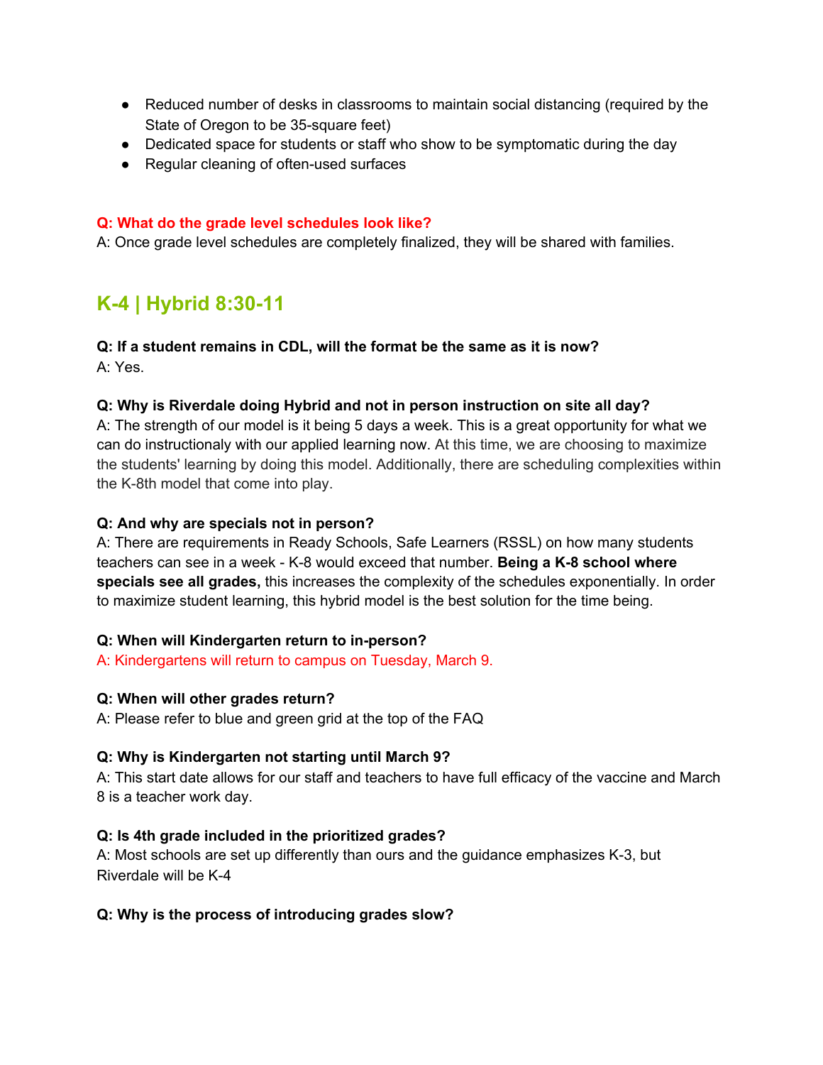- Reduced number of desks in classrooms to maintain social distancing (required by the State of Oregon to be 35-square feet)
- Dedicated space for students or staff who show to be symptomatic during the day
- Regular cleaning of often-used surfaces

**Q: What do the grade level schedules look like?**
A: Once grade level schedules are completely finalized, they will be shared with families.

## K-4 | Hybrid 8:30-11

**Q: If a student remains in CDL, will the format be the same as it is now?**
A: Yes.

**Q: Why is Riverdale doing Hybrid and not in person instruction on site all day?**
A: The strength of our model is it being 5 days a week. This is a great opportunity for what we can do instructionaly with our applied learning now. At this time, we are choosing to maximize the students' learning by doing this model. Additionally, there are scheduling complexities within the K-8th model that come into play.

**Q: And why are specials not in person?**
A: There are requirements in Ready Schools, Safe Learners (RSSL) on how many students teachers can see in a week - K-8 would exceed that number. **Being a K-8 school where specials see all grades,** this increases the complexity of the schedules exponentially. In order to maximize student learning, this hybrid model is the best solution for the time being.

**Q: When will Kindergarten return to in-person?**
A: Kindergartens will return to campus on Tuesday, March 9.

**Q: When will other grades return?**
A: Please refer to blue and green grid at the top of the FAQ

**Q: Why is Kindergarten not starting until March 9?**
A: This start date allows for our staff and teachers to have full efficacy of the vaccine and March 8 is a teacher work day.

**Q: Is 4th grade included in the prioritized grades?**
A: Most schools are set up differently than ours and the guidance emphasizes K-3, but Riverdale will be K-4

**Q: Why is the process of introducing grades slow?**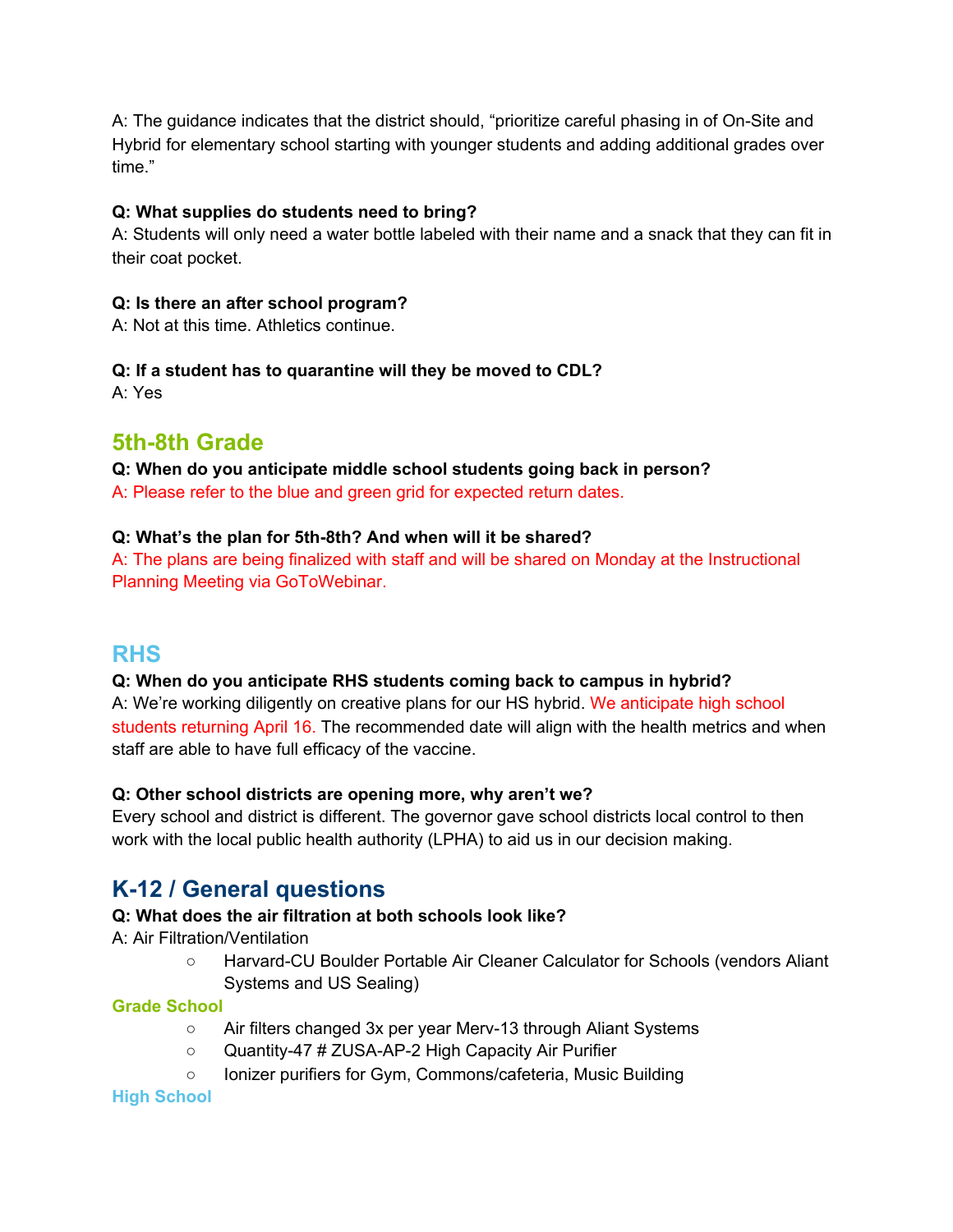A: The guidance indicates that the district should, “prioritize careful phasing in of On-Site and Hybrid for elementary school starting with younger students and adding additional grades over time.”

**Q: What supplies do students need to bring?**
A: Students will only need a water bottle labeled with their name and a snack that they can fit in their coat pocket.

**Q: Is there an after school program?**
A: Not at this time. Athletics continue.

**Q: If a student has to quarantine will they be moved to CDL?**
A: Yes

## 5th-8th Grade

**Q: When do you anticipate middle school students going back in person?**
A: Please refer to the blue and green grid for expected return dates.

**Q: What’s the plan for 5th-8th? And when will it be shared?**
A: The plans are being finalized with staff and will be shared on Monday at the Instructional Planning Meeting via GoToWebinar.

## RHS

**Q: When do you anticipate RHS students coming back to campus in hybrid?**
A: We’re working diligently on creative plans for our HS hybrid. We anticipate high school students returning April 16. The recommended date will align with the health metrics and when staff are able to have full efficacy of the vaccine.

**Q: Other school districts are opening more, why aren’t we?**
Every school and district is different. The governor gave school districts local control to then work with the local public health authority (LPHA) to aid us in our decision making.

## K-12 / General questions

**Q: What does the air filtration at both schools look like?**
A: Air Filtration/Ventilation

- Harvard-CU Boulder Portable Air Cleaner Calculator for Schools (vendors Aliant Systems and US Sealing)

**Grade School**

- Air filters changed 3x per year Merv-13 through Aliant Systems
- Quantity-47 # ZUSA-AP-2 High Capacity Air Purifier
- Ionizer purifiers for Gym, Commons/cafeteria, Music Building

**High School**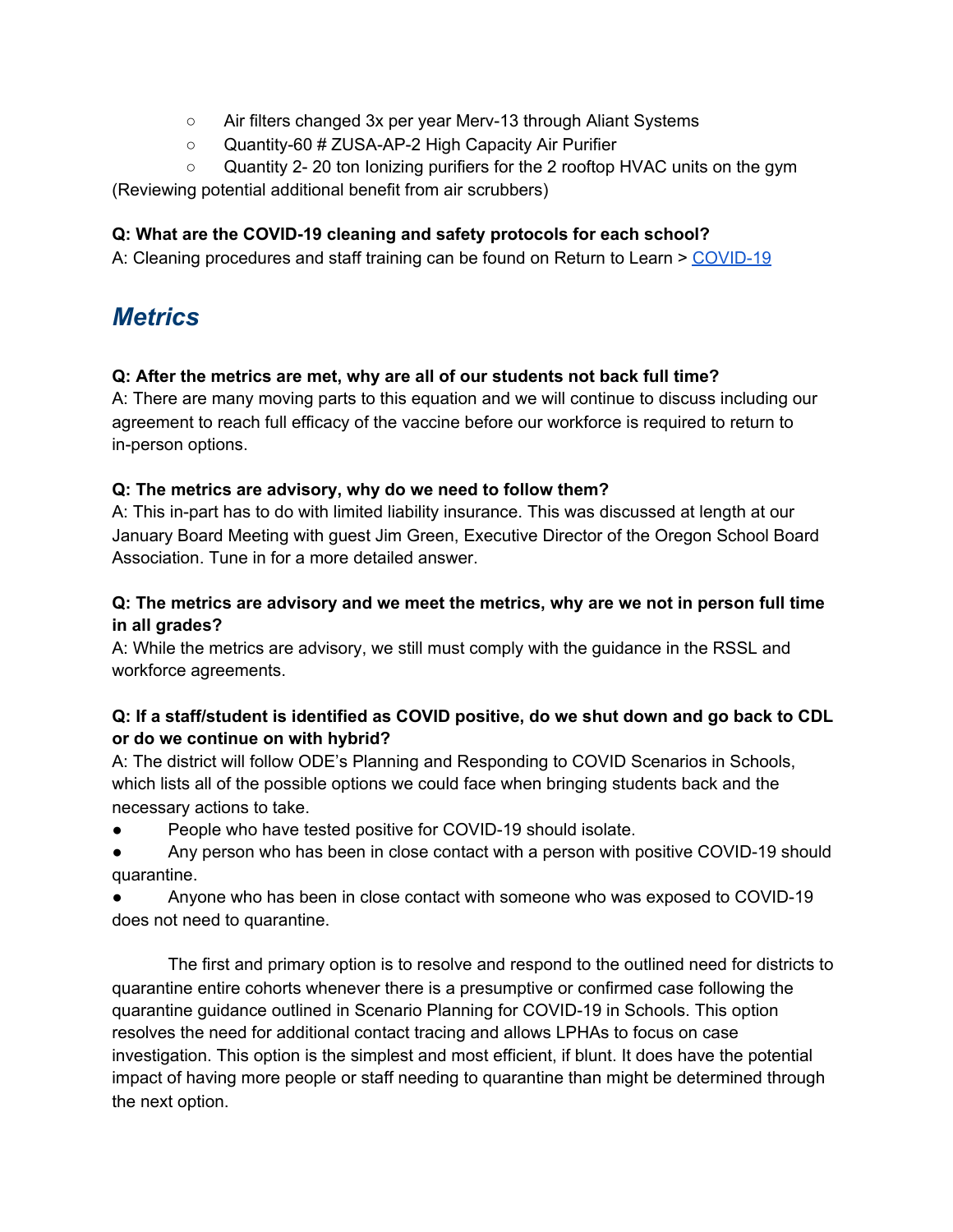- Air filters changed 3x per year Merv-13 through Aliant Systems
    - Quantity-60 # ZUSA-AP-2 High Capacity Air Purifier
    - Quantity 2- 20 ton Ionizing purifiers for the 2 rooftop HVAC units on the gym

(Reviewing potential additional benefit from air scrubbers)

**Q: What are the COVID-19 cleaning and safety protocols for each school?**
A: Cleaning procedures and staff training can be found on Return to Learn > [COVID-19]()

## *Metrics*

**Q: After the metrics are met, why are all of our students not back full time?**
A: There are many moving parts to this equation and we will continue to discuss including our agreement to reach full efficacy of the vaccine before our workforce is required to return to in-person options.

**Q: The metrics are advisory, why do we need to follow them?**
A: This in-part has to do with limited liability insurance. This was discussed at length at our January Board Meeting with guest Jim Green, Executive Director of the Oregon School Board Association. Tune in for a more detailed answer.

**Q: The metrics are advisory and we meet the metrics, why are we not in person full time in all grades?**
A: While the metrics are advisory, we still must comply with the guidance in the RSSL and workforce agreements.

**Q: If a staff/student is identified as COVID positive, do we shut down and go back to CDL or do we continue on with hybrid?**
A: The district will follow ODE's Planning and Responding to COVID Scenarios in Schools, which lists all of the possible options we could face when bringing students back and the necessary actions to take.

- People who have tested positive for COVID-19 should isolate.
- Any person who has been in close contact with a person with positive COVID-19 should quarantine.
- Anyone who has been in close contact with someone who was exposed to COVID-19 does not need to quarantine.

The first and primary option is to resolve and respond to the outlined need for districts to quarantine entire cohorts whenever there is a presumptive or confirmed case following the quarantine guidance outlined in Scenario Planning for COVID-19 in Schools. This option resolves the need for additional contact tracing and allows LPHAs to focus on case investigation. This option is the simplest and most efficient, if blunt. It does have the potential impact of having more people or staff needing to quarantine than might be determined through the next option.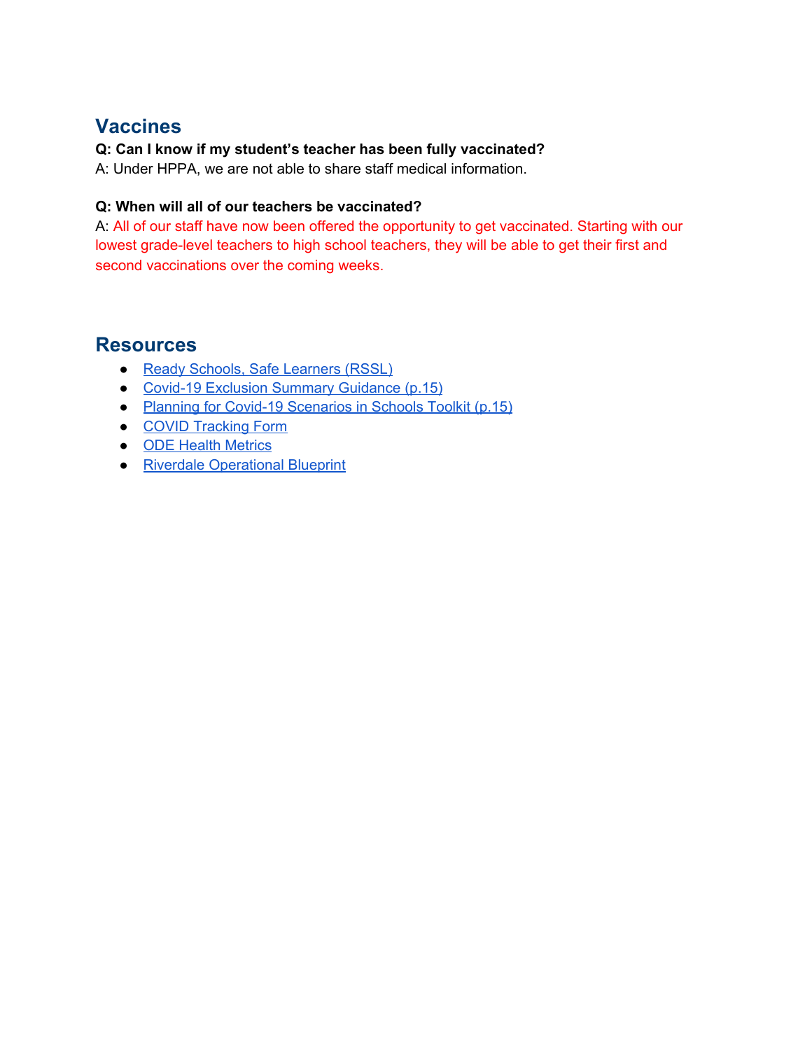## Vaccines

**Q: Can I know if my student's teacher has been fully vaccinated?**
A: Under HPPA, we are not able to share staff medical information.

**Q: When will all of our teachers be vaccinated?**
A: All of our staff have now been offered the opportunity to get vaccinated. Starting with our lowest grade-level teachers to high school teachers, they will be able to get their first and second vaccinations over the coming weeks.

## Resources

- Ready Schools, Safe Learners (RSSL)
- Covid-19 Exclusion Summary Guidance (p.15)
- Planning for Covid-19 Scenarios in Schools Toolkit (p.15)
- COVID Tracking Form
- ODE Health Metrics
- Riverdale Operational Blueprint